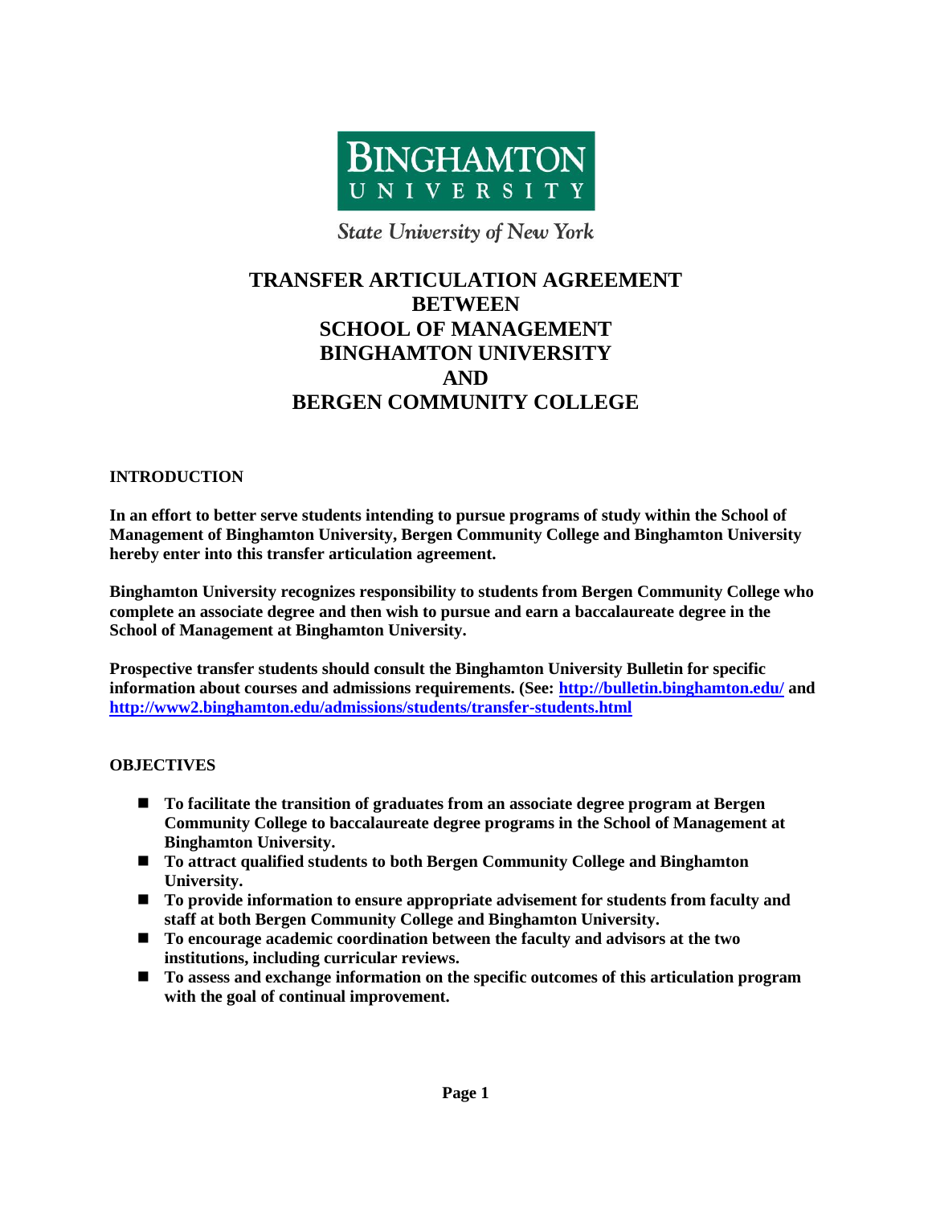BINGHAMTON UNIVERSITY

State University of New York

# TRANSFER ARTICULATION AGREEMENT BETWEEN SCHOOL OF MANAGEMENT BINGHAMTON UNIVERSITY AND BERGEN COMMUNITY COLLEGE

## INTRODUCTION

**In an effort to better serve students intending to pursue programs of study within the School of Management of Binghamton University, Bergen Community College and Binghamton University hereby enter into this transfer articulation agreement.**

**Binghamton University recognizes responsibility to students from Bergen Community College who complete an associate degree and then wish to pursue and earn a baccalaureate degree in the School of Management at Binghamton University.**

**Prospective transfer students should consult the Binghamton University Bulletin for specific information about courses and admissions requirements. (See: [http://bulletin.binghamton.edu/](http://bulletin.binghamton.edu/) and [http://www2.binghamton.edu/admissions/students/transfer-students.html](http://www2.binghamton.edu/admissions/students/transfer-students.html)**

## OBJECTIVES

- **To facilitate the transition of graduates from an associate degree program at Bergen Community College to baccalaureate degree programs in the School of Management at Binghamton University.**
- **To attract qualified students to both Bergen Community College and Binghamton University.**
- **To provide information to ensure appropriate advisement for students from faculty and staff at both Bergen Community College and Binghamton University.**
- **To encourage academic coordination between the faculty and advisors at the two institutions, including curricular reviews.**
- **To assess and exchange information on the specific outcomes of this articulation program with the goal of continual improvement.**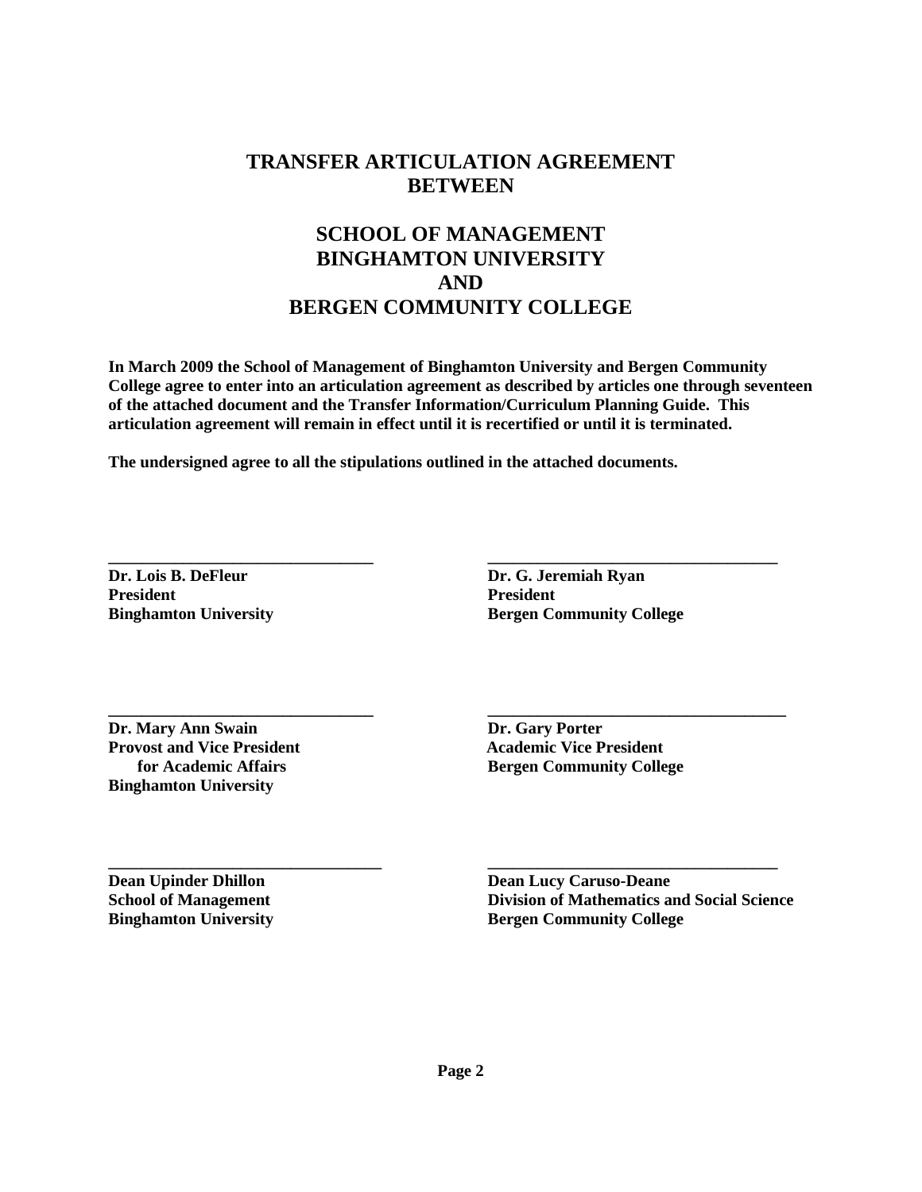# TRANSFER ARTICULATION AGREEMENT BETWEEN

# SCHOOL OF MANAGEMENT BINGHAMTON UNIVERSITY AND BERGEN COMMUNITY COLLEGE

**In March 2009 the School of Management of Binghamton University and Bergen Community College agree to enter into an articulation agreement as described by articles one through seventeen of the attached document and the Transfer Information/Curriculum Planning Guide. This articulation agreement will remain in effect until it is recertified or until it is terminated.**

**The undersigned agree to all the stipulations outlined in the attached documents.**

| | |
|---|---|
| \_\_\_\_\_\_\_\_\_\_\_\_\_\_\_\_\_\_\_\_\_\_\_\_\_\_\_\_\_\_\_\_ | \_\_\_\_\_\_\_\_\_\_\_\_\_\_\_\_\_\_\_\_\_\_\_\_\_\_\_\_\_\_\_\_ |
| **Dr. Lois B. DeFleur**<br>**President**<br>**Binghamton University** | **Dr. G. Jeremiah Ryan**<br>**President**<br>**Bergen Community College** |
| \_\_\_\_\_\_\_\_\_\_\_\_\_\_\_\_\_\_\_\_\_\_\_\_\_\_\_\_\_\_\_\_ | \_\_\_\_\_\_\_\_\_\_\_\_\_\_\_\_\_\_\_\_\_\_\_\_\_\_\_\_\_\_\_\_ |
| **Dr. Mary Ann Swain**<br>**Provost and Vice President for Academic Affairs**<br>**Binghamton University** | **Dr. Gary Porter**<br>**Academic Vice President**<br>**Bergen Community College** |
| \_\_\_\_\_\_\_\_\_\_\_\_\_\_\_\_\_\_\_\_\_\_\_\_\_\_\_\_\_\_\_\_ | \_\_\_\_\_\_\_\_\_\_\_\_\_\_\_\_\_\_\_\_\_\_\_\_\_\_\_\_\_\_\_\_ |
| **Dean Upinder Dhillon**<br>**School of Management**<br>**Binghamton University** | **Dean Lucy Caruso-Deane**<br>**Division of Mathematics and Social Science**<br>**Bergen Community College** |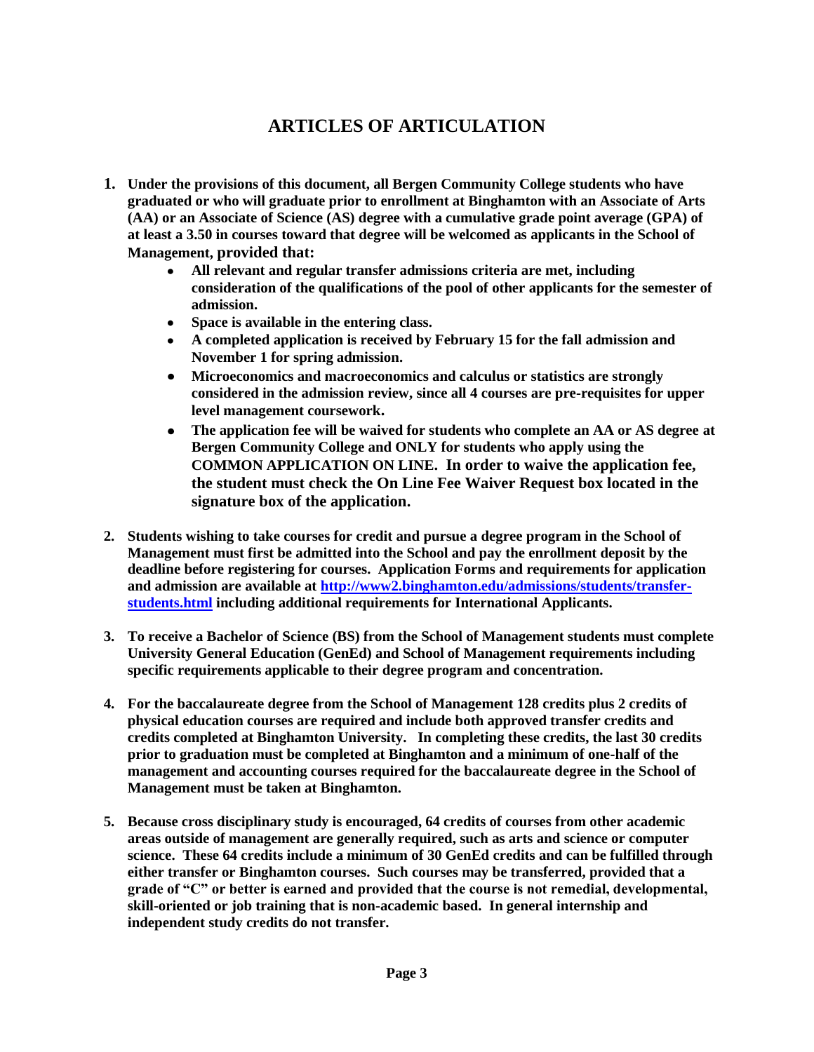# ARTICLES OF ARTICULATION

1. **Under the provisions of this document, all Bergen Community College students who have graduated or who will graduate prior to enrollment at Binghamton with an Associate of Arts (AA) or an Associate of Science (AS) degree with a cumulative grade point average (GPA) of at least a 3.50 in courses toward that degree will be welcomed as applicants in the School of Management, provided that:**
   - **All relevant and regular transfer admissions criteria are met, including consideration of the qualifications of the pool of other applicants for the semester of admission.**
   - **Space is available in the entering class.**
   - **A completed application is received by February 15 for the fall admission and November 1 for spring admission.**
   - **Microeconomics and macroeconomics and calculus or statistics are strongly considered in the admission review, since all 4 courses are pre-requisites for upper level management coursework.**
   - **The application fee will be waived for students who complete an AA or AS degree at Bergen Community College and ONLY for students who apply using the COMMON APPLICATION ON LINE. In order to waive the application fee, the student must check the On Line Fee Waiver Request box located in the signature box of the application.**

2. **Students wishing to take courses for credit and pursue a degree program in the School of Management must first be admitted into the School and pay the enrollment deposit by the deadline before registering for courses. Application Forms and requirements for application and admission are available at [http://www2.binghamton.edu/admissions/students/transfer-students.html](http://www2.binghamton.edu/admissions/students/transfer-students.html) including additional requirements for International Applicants.**

3. **To receive a Bachelor of Science (BS) from the School of Management students must complete University General Education (GenEd) and School of Management requirements including specific requirements applicable to their degree program and concentration.**

4. **For the baccalaureate degree from the School of Management 128 credits plus 2 credits of physical education courses are required and include both approved transfer credits and credits completed at Binghamton University. In completing these credits, the last 30 credits prior to graduation must be completed at Binghamton and a minimum of one-half of the management and accounting courses required for the baccalaureate degree in the School of Management must be taken at Binghamton.**

5. **Because cross disciplinary study is encouraged, 64 credits of courses from other academic areas outside of management are generally required, such as arts and science or computer science. These 64 credits include a minimum of 30 GenEd credits and can be fulfilled through either transfer or Binghamton courses. Such courses may be transferred, provided that a grade of "C" or better is earned and provided that the course is not remedial, developmental, skill-oriented or job training that is non-academic based. In general internship and independent study credits do not transfer.**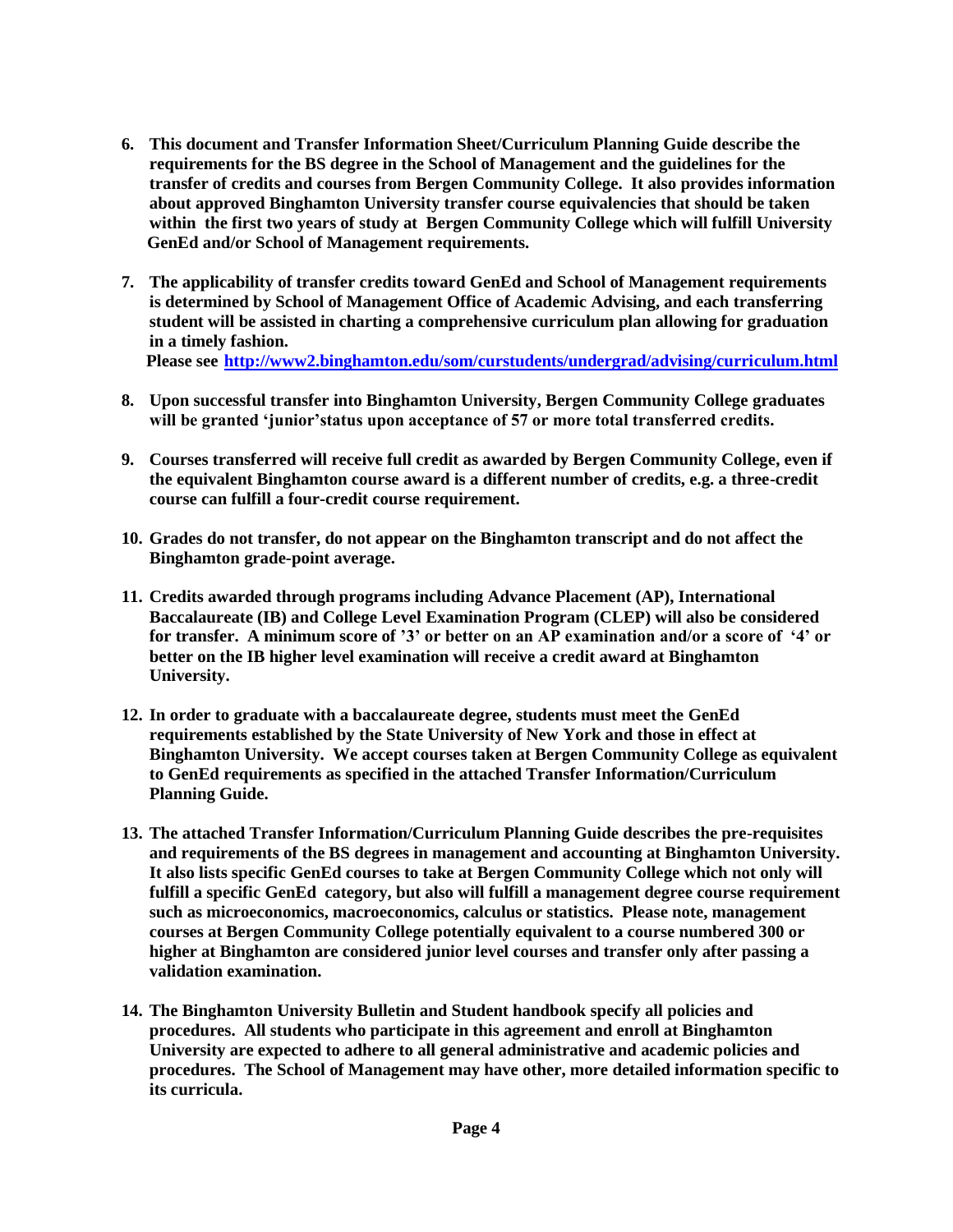6. **This document and Transfer Information Sheet/Curriculum Planning Guide describe the requirements for the BS degree in the School of Management and the guidelines for the transfer of credits and courses from Bergen Community College. It also provides information about approved Binghamton University transfer course equivalencies that should be taken within the first two years of study at Bergen Community College which will fulfill University GenEd and/or School of Management requirements.**

7. **The applicability of transfer credits toward GenEd and School of Management requirements is determined by School of Management Office of Academic Advising, and each transferring student will be assisted in charting a comprehensive curriculum plan allowing for graduation in a timely fashion.**
   **Please see [http://www2.binghamton.edu/som/curstudents/undergrad/advising/curriculum.html](http://www2.binghamton.edu/som/curstudents/undergrad/advising/curriculum.html)**

8. **Upon successful transfer into Binghamton University, Bergen Community College graduates will be granted 'junior'status upon acceptance of 57 or more total transferred credits.**

9. **Courses transferred will receive full credit as awarded by Bergen Community College, even if the equivalent Binghamton course award is a different number of credits, e.g. a three-credit course can fulfill a four-credit course requirement.**

10. **Grades do not transfer, do not appear on the Binghamton transcript and do not affect the Binghamton grade-point average.**

11. **Credits awarded through programs including Advance Placement (AP), International Baccalaureate (IB) and College Level Examination Program (CLEP) will also be considered for transfer. A minimum score of '3' or better on an AP examination and/or a score of '4' or better on the IB higher level examination will receive a credit award at Binghamton University.**

12. **In order to graduate with a baccalaureate degree, students must meet the GenEd requirements established by the State University of New York and those in effect at Binghamton University. We accept courses taken at Bergen Community College as equivalent to GenEd requirements as specified in the attached Transfer Information/Curriculum Planning Guide.**

13. **The attached Transfer Information/Curriculum Planning Guide describes the pre-requisites and requirements of the BS degrees in management and accounting at Binghamton University. It also lists specific GenEd courses to take at Bergen Community College which not only will fulfill a specific GenEd category, but also will fulfill a management degree course requirement such as microeconomics, macroeconomics, calculus or statistics. Please note, management courses at Bergen Community College potentially equivalent to a course numbered 300 or higher at Binghamton are considered junior level courses and transfer only after passing a validation examination.**

14. **The Binghamton University Bulletin and Student handbook specify all policies and procedures. All students who participate in this agreement and enroll at Binghamton University are expected to adhere to all general administrative and academic policies and procedures. The School of Management may have other, more detailed information specific to its curricula.**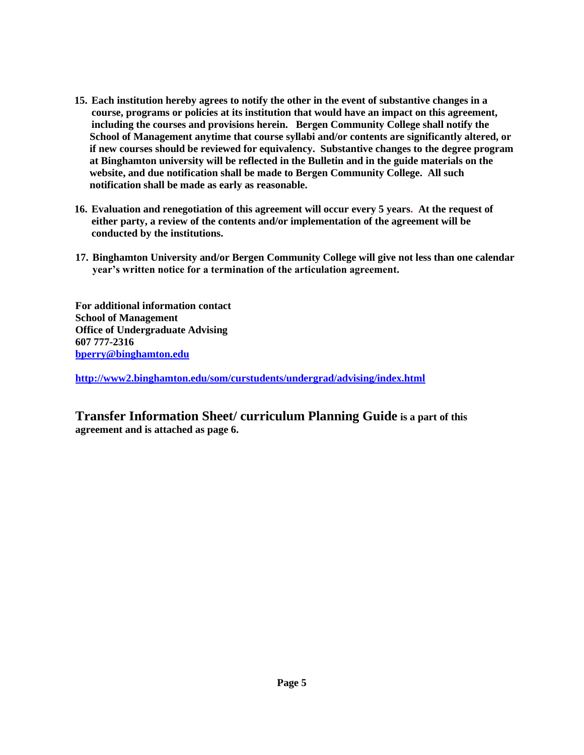15. **Each institution hereby agrees to notify the other in the event of substantive changes in a course, programs or policies at its institution that would have an impact on this agreement, including the courses and provisions herein. Bergen Community College shall notify the School of Management anytime that course syllabi and/or contents are significantly altered, or if new courses should be reviewed for equivalency. Substantive changes to the degree program at Binghamton university will be reflected in the Bulletin and in the guide materials on the website, and due notification shall be made to Bergen Community College. All such notification shall be made as early as reasonable.**

16. **Evaluation and renegotiation of this agreement will occur every 5 years. At the request of either party, a review of the contents and/or implementation of the agreement will be conducted by the institutions.**

17. **Binghamton University and/or Bergen Community College will give not less than one calendar year's written notice for a termination of the articulation agreement.**

**For additional information contact**
**School of Management**
**Office of Undergraduate Advising**
**607 777-2316**
**[bperry@binghamton.edu](mailto:bperry@binghamton.edu)**

**<http://www2.binghamton.edu/som/curstudents/undergrad/advising/index.html>**

**Transfer Information Sheet/ curriculum Planning Guide is a part of this agreement and is attached as page 6.**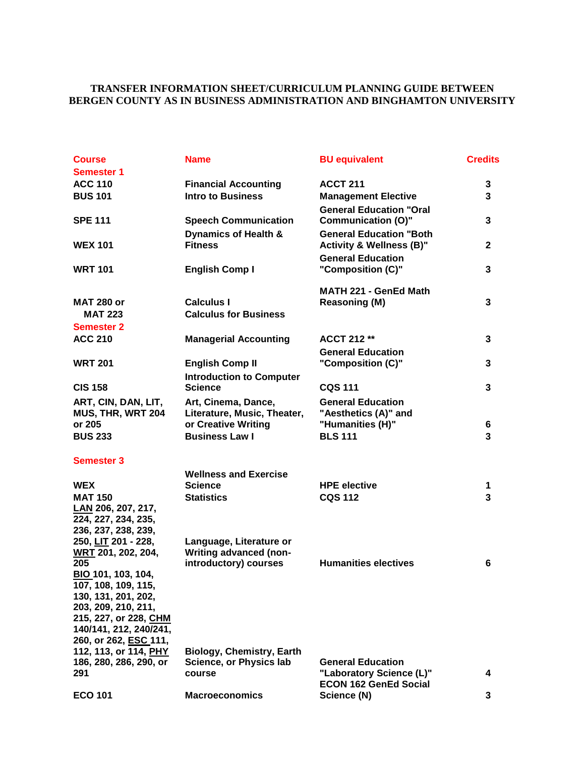**TRANSFER INFORMATION SHEET/CURRICULUM PLANNING GUIDE BETWEEN BERGEN COUNTY AS IN BUSINESS ADMINISTRATION AND BINGHAMTON UNIVERSITY**

| Course | Name | BU equivalent | Credits |
|---|---|---|---|
| **Semester 1** | | | |
| ACC 110 | Financial Accounting | ACCT 211 | 3 |
| BUS 101 | Intro to Business | Management Elective | 3 |
| SPE 111 | Speech Communication | General Education "Oral Communication (O)" | 3 |
| WEX 101 | Dynamics of Health & Fitness | General Education "Both Activity & Wellness (B)" | 2 |
| WRT 101 | English Comp I | General Education "Composition (C)" | 3 |
| MAT 280 or MAT 223 | Calculus I Calculus for Business | MATH 221 - GenEd Math Reasoning (M) | 3 |
| **Semester 2** | | | |
| ACC 210 | Managerial Accounting | ACCT 212 ** | 3 |
| WRT 201 | English Comp II | General Education "Composition (C)" | 3 |
| CIS 158 | Introduction to Computer Science | CQS 111 | 3 |
| ART, CIN, DAN, LIT, MUS, THR, WRT 204 or 205 | Art, Cinema, Dance, Literature, Music, Theater, or Creative Writing | General Education "Aesthetics (A)" and "Humanities (H)" | 6 |
| BUS 233 | Business Law I | BLS 111 | 3 |
| **Semester 3** | | | |
| WEX | Wellness and Exercise Science | HPE elective | 1 |
| MAT 150 | Statistics | CQS 112 | 3 |
| LAN 206, 207, 217, 224, 227, 234, 235, 236, 237, 238, 239, 250, LIT 201 - 228, WRT 201, 202, 204, 205 | Language, Literature or Writing advanced (non-introductory) courses | Humanities electives | 6 |
| BIO 101, 103, 104, 107, 108, 109, 115, 130, 131, 201, 202, 203, 209, 210, 211, 215, 227, or 228, CHM 140/141, 212, 240/241, 260, or 262, ESC 111, 112, 113, or 114, PHY 186, 280, 286, 290, or 291 | Biology, Chemistry, Earth Science, or Physics lab course | General Education "Laboratory Science (L)" | 4 |
| ECO 101 | Macroeconomics | ECON 162 GenEd Social Science (N) | 3 |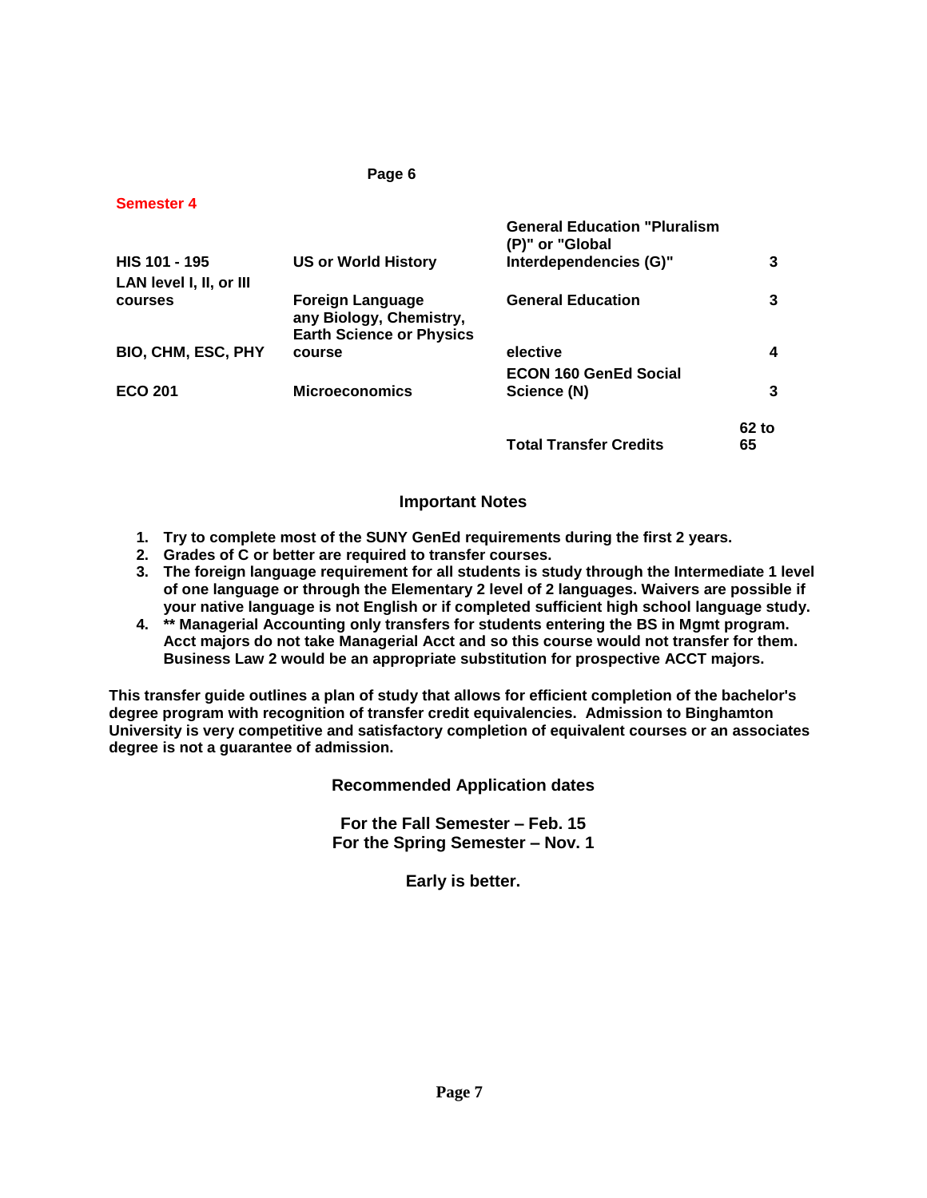## Semester 4

| | | | |
|---|---|---|---|
| HIS 101 - 195 | US or World History | General Education "Pluralism (P)" or "Global Interdependencies (G)" | 3 |
| LAN level I, II, or III courses | Foreign Language | General Education | 3 |
| BIO, CHM, ESC, PHY | any Biology, Chemistry, Earth Science or Physics course | elective | 4 |
| ECO 201 | Microeconomics | ECON 160 GenEd Social Science (N) | 3 |
| | | **Total Transfer Credits** | **62 to 65** |

### Important Notes

1. **Try to complete most of the SUNY GenEd requirements during the first 2 years.**
2. **Grades of C or better are required to transfer courses.**
3. **The foreign language requirement for all students is study through the Intermediate 1 level of one language or through the Elementary 2 level of 2 languages. Waivers are possible if your native language is not English or if completed sufficient high school language study.**
4. **** Managerial Accounting only transfers for students entering the BS in Mgmt program. Acct majors do not take Managerial Acct and so this course would not transfer for them. Business Law 2 would be an appropriate substitution for prospective ACCT majors.**

**This transfer guide outlines a plan of study that allows for efficient completion of the bachelor's degree program with recognition of transfer credit equivalencies. Admission to Binghamton University is very competitive and satisfactory completion of equivalent courses or an associates degree is not a guarantee of admission.**

### Recommended Application dates

**For the Fall Semester – Feb. 15**
**For the Spring Semester – Nov. 1**

**Early is better.**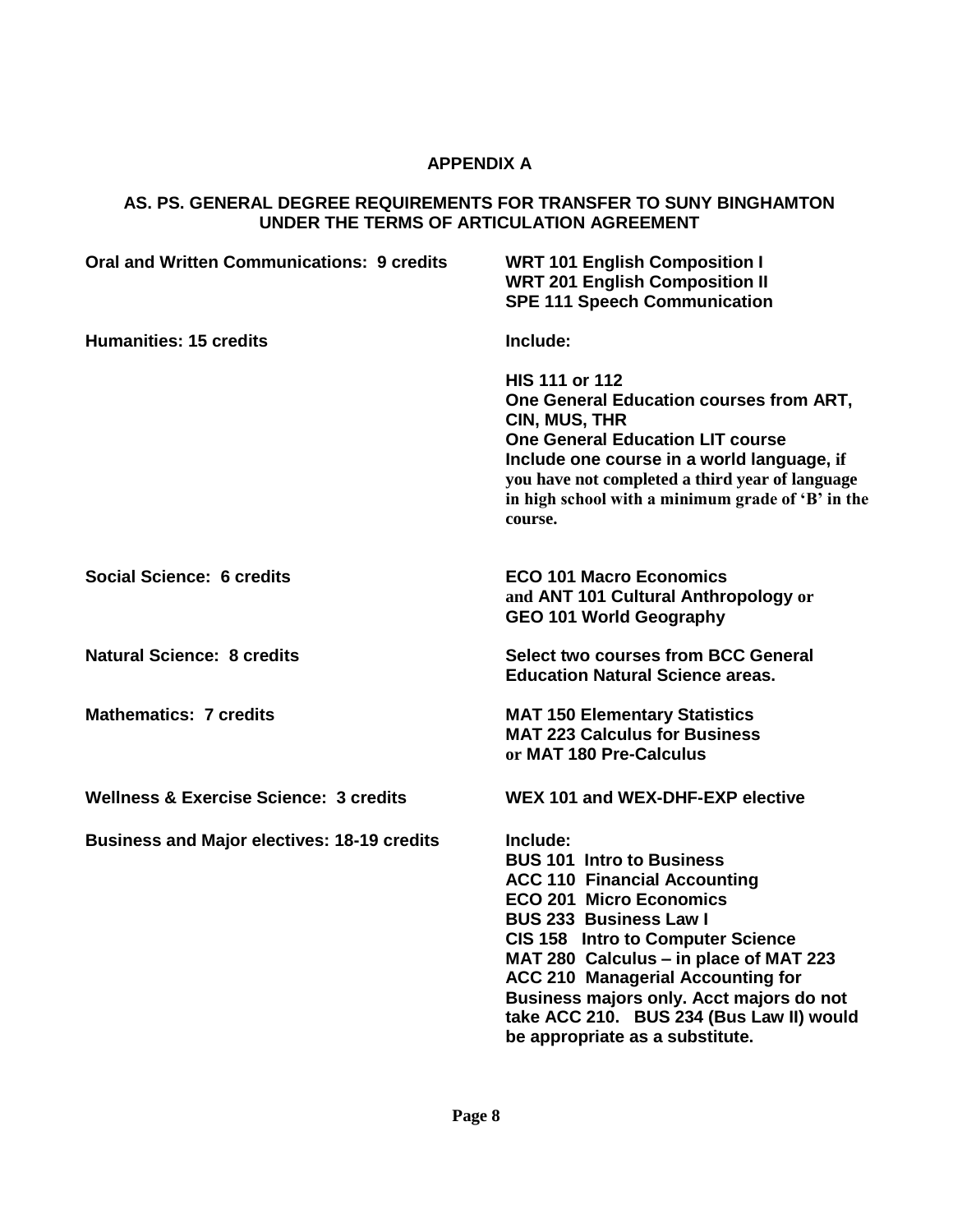## APPENDIX A

### AS. PS. GENERAL DEGREE REQUIREMENTS FOR TRANSFER TO SUNY BINGHAMTON UNDER THE TERMS OF ARTICULATION AGREEMENT

| | |
|---|---|
| **Oral and Written Communications: 9 credits** | **WRT 101 English Composition I**<br>**WRT 201 English Composition II**<br>**SPE 111 Speech Communication** |
| **Humanities: 15 credits** | **Include:**<br><br>**HIS 111 or 112**<br>**One General Education courses from ART, CIN, MUS, THR**<br>**One General Education LIT course**<br>**Include one course in a world language, if you have not completed a third year of language in high school with a minimum grade of 'B' in the course.** |
| **Social Science: 6 credits** | **ECO 101 Macro Economics**<br>**and ANT 101 Cultural Anthropology or GEO 101 World Geography** |
| **Natural Science: 8 credits** | **Select two courses from BCC General Education Natural Science areas.** |
| **Mathematics: 7 credits** | **MAT 150 Elementary Statistics**<br>**MAT 223 Calculus for Business or MAT 180 Pre-Calculus** |
| **Wellness & Exercise Science: 3 credits** | **WEX 101 and WEX-DHF-EXP elective** |
| **Business and Major electives: 18-19 credits** | **Include:**<br>**BUS 101 Intro to Business**<br>**ACC 110 Financial Accounting**<br>**ECO 201 Micro Economics**<br>**BUS 233 Business Law I**<br>**CIS 158 Intro to Computer Science**<br>**MAT 280 Calculus – in place of MAT 223**<br>**ACC 210 Managerial Accounting for Business majors only. Acct majors do not take ACC 210. BUS 234 (Bus Law II) would be appropriate as a substitute.** |